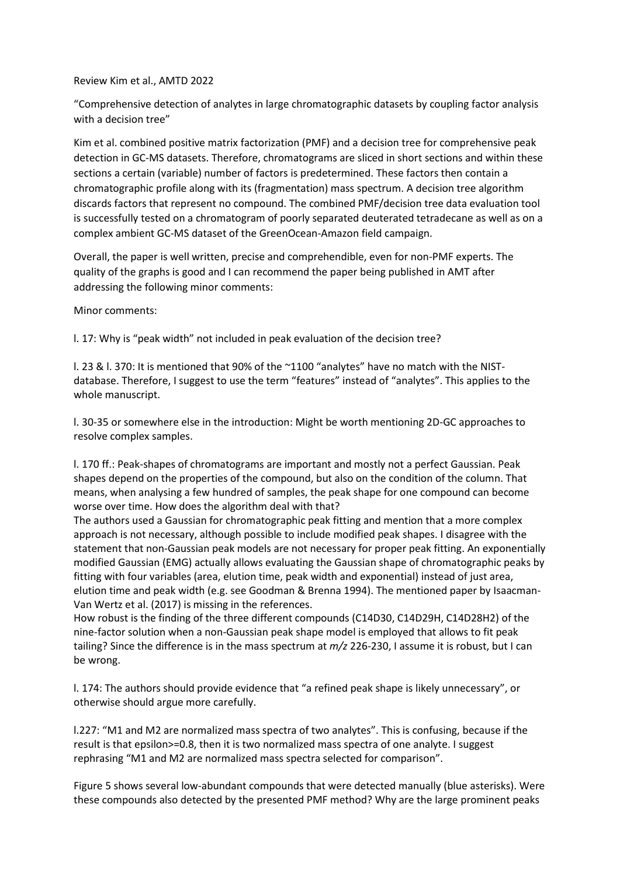Review Kim et al., AMTD 2022

"Comprehensive detection of analytes in large chromatographic datasets by coupling factor analysis with a decision tree"

Kim et al. combined positive matrix factorization (PMF) and a decision tree for comprehensive peak detection in GC-MS datasets. Therefore, chromatograms are sliced in short sections and within these sections a certain (variable) number of factors is predetermined. These factors then contain a chromatographic profile along with its (fragmentation) mass spectrum. A decision tree algorithm discards factors that represent no compound. The combined PMF/decision tree data evaluation tool is successfully tested on a chromatogram of poorly separated deuterated tetradecane as well as on a complex ambient GC-MS dataset of the GreenOcean-Amazon field campaign.

Overall, the paper is well written, precise and comprehendible, even for non-PMF experts. The quality of the graphs is good and I can recommend the paper being published in AMT after addressing the following minor comments:

Minor comments:

l. 17: Why is "peak width" not included in peak evaluation of the decision tree?

l. 23 & l. 370: It is mentioned that 90% of the ~1100 "analytes" have no match with the NIST-database. Therefore, I suggest to use the term "features" instead of "analytes". This applies to the whole manuscript.

l. 30-35 or somewhere else in the introduction: Might be worth mentioning 2D-GC approaches to resolve complex samples.

l. 170 ff.: Peak-shapes of chromatograms are important and mostly not a perfect Gaussian. Peak shapes depend on the properties of the compound, but also on the condition of the column. That means, when analysing a few hundred of samples, the peak shape for one compound can become worse over time. How does the algorithm deal with that?
The authors used a Gaussian for chromatographic peak fitting and mention that a more complex approach is not necessary, although possible to include modified peak shapes. I disagree with the statement that non-Gaussian peak models are not necessary for proper peak fitting. An exponentially modified Gaussian (EMG) actually allows evaluating the Gaussian shape of chromatographic peaks by fitting with four variables (area, elution time, peak width and exponential) instead of just area, elution time and peak width (e.g. see Goodman & Brenna 1994). The mentioned paper by Isaacman-Van Wertz et al. (2017) is missing in the references.
How robust is the finding of the three different compounds ($C_{14}D_{30}$, $C_{14}D_{29}H$, $C_{14}D_{28}H_2$) of the nine-factor solution when a non-Gaussian peak shape model is employed that allows to fit peak tailing? Since the difference is in the mass spectrum at *m/z* 226-230, I assume it is robust, but I can be wrong.

l. 174: The authors should provide evidence that "a refined peak shape is likely unnecessary", or otherwise should argue more carefully.

l.227: "M1 and M2 are normalized mass spectra of two analytes". This is confusing, because if the result is that epsilon>=0.8, then it is two normalized mass spectra of one analyte. I suggest rephrasing "M1 and M2 are normalized mass spectra selected for comparison".

Figure 5 shows several low-abundant compounds that were detected manually (blue asterisks). Were these compounds also detected by the presented PMF method? Why are the large prominent peaks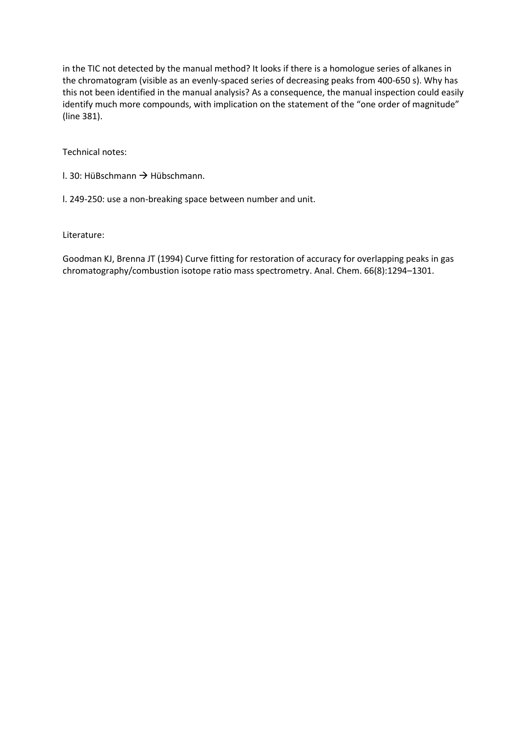in the TIC not detected by the manual method? It looks if there is a homologue series of alkanes in the chromatogram (visible as an evenly-spaced series of decreasing peaks from 400-650 s). Why has this not been identified in the manual analysis? As a consequence, the manual inspection could easily identify much more compounds, with implication on the statement of the "one order of magnitude" (line 381).

Technical notes:

l. 30: HüBschmann → Hübschmann.

l. 249-250: use a non-breaking space between number and unit.

Literature:

Goodman KJ, Brenna JT (1994) Curve fitting for restoration of accuracy for overlapping peaks in gas chromatography/combustion isotope ratio mass spectrometry. Anal. Chem. 66(8):1294–1301.